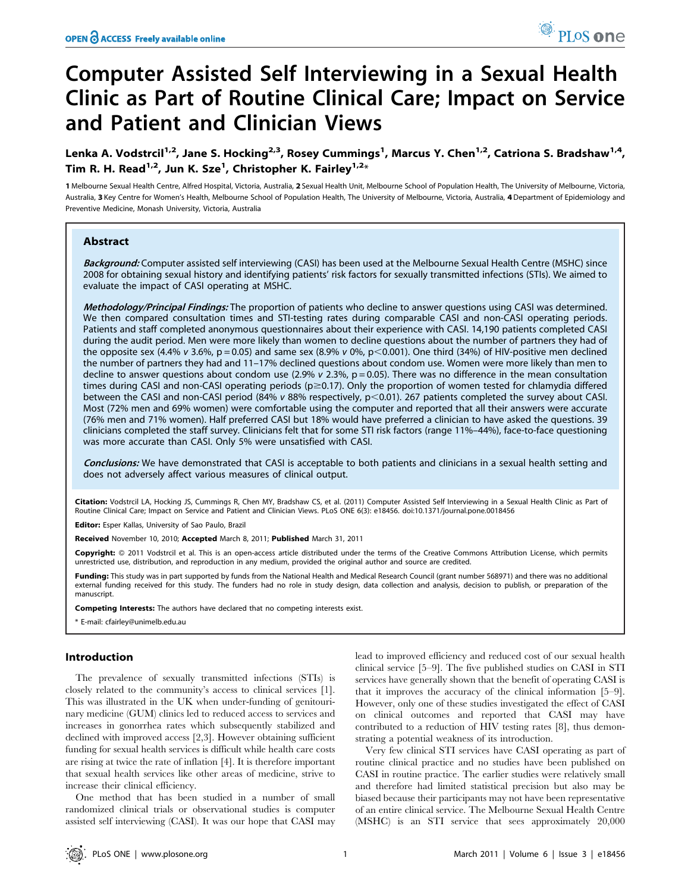# Computer Assisted Self Interviewing in a Sexual Health Clinic as Part of Routine Clinical Care; Impact on Service and Patient and Clinician Views

Lenka A. Vodstrcil[1,2], Jane S. Hocking[2,3], Rosey Cummings[1], Marcus Y. Chen[1,2], Catriona S. Bradshaw[1,4], Tim R. H. Read[1,2], Jun K. Sze[1], Christopher K. Fairley[1,2]*

1 Melbourne Sexual Health Centre, Alfred Hospital, Victoria, Australia, 2 Sexual Health Unit, Melbourne School of Population Health, The University of Melbourne, Victoria, Australia, 3 Key Centre for Women's Health, Melbourne School of Population Health, The University of Melbourne, Victoria, Australia, 4 Department of Epidemiology and Preventive Medicine, Monash University, Victoria, Australia

## Abstract

***Background:*** Computer assisted self interviewing (CASI) has been used at the Melbourne Sexual Health Centre (MSHC) since 2008 for obtaining sexual history and identifying patients' risk factors for sexually transmitted infections (STIs). We aimed to evaluate the impact of CASI operating at MSHC.

***Methodology/Principal Findings:*** The proportion of patients who decline to answer questions using CASI was determined. We then compared consultation times and STI-testing rates during comparable CASI and non-CASI operating periods. Patients and staff completed anonymous questionnaires about their experience with CASI. 14,190 patients completed CASI during the audit period. Men were more likely than women to decline questions about the number of partners they had of the opposite sex (4.4% *v* 3.6%, $p = 0.05$) and same sex (8.9% *v* 0%, $p < 0.001$). One third (34%) of HIV-positive men declined the number of partners they had and 11–17% declined questions about condom use. Women were more likely than men to decline to answer questions about condom use (2.9% *v* 2.3%, $p = 0.05$). There was no difference in the mean consultation times during CASI and non-CASI operating periods ($p \geq 0.17$). Only the proportion of women tested for chlamydia differed between the CASI and non-CASI period (84% *v* 88% respectively, $p < 0.01$). 267 patients completed the survey about CASI. Most (72% men and 69% women) were comfortable using the computer and reported that all their answers were accurate (76% men and 71% women). Half preferred CASI but 18% would have preferred a clinician to have asked the questions. 39 clinicians completed the staff survey. Clinicians felt that for some STI risk factors (range 11%–44%), face-to-face questioning was more accurate than CASI. Only 5% were unsatisfied with CASI.

***Conclusions:*** We have demonstrated that CASI is acceptable to both patients and clinicians in a sexual health setting and does not adversely affect various measures of clinical output.

**Citation:** Vodstrcil LA, Hocking JS, Cummings R, Chen MY, Bradshaw CS, et al. (2011) Computer Assisted Self Interviewing in a Sexual Health Clinic as Part of Routine Clinical Care; Impact on Service and Patient and Clinician Views. PLoS ONE 6(3): e18456. doi:10.1371/journal.pone.0018456

**Editor:** Esper Kallas, University of Sao Paulo, Brazil

**Received** November 10, 2010; **Accepted** March 8, 2011; **Published** March 31, 2011

**Copyright:** © 2011 Vodstrcil et al. This is an open-access article distributed under the terms of the Creative Commons Attribution License, which permits unrestricted use, distribution, and reproduction in any medium, provided the original author and source are credited.

**Funding:** This study was in part supported by funds from the National Health and Medical Research Council (grant number 568971) and there was no additional external funding received for this study. The funders had no role in study design, data collection and analysis, decision to publish, or preparation of the manuscript.

**Competing Interests:** The authors have declared that no competing interests exist.

\* E-mail: cfairley@unimelb.edu.au

## Introduction

The prevalence of sexually transmitted infections (STIs) is closely related to the community's access to clinical services [1]. This was illustrated in the UK when under-funding of genitourinary medicine (GUM) clinics led to reduced access to services and increases in gonorrhea rates which subsequently stabilized and declined with improved access [2,3]. However obtaining sufficient funding for sexual health services is difficult while health care costs are rising at twice the rate of inflation [4]. It is therefore important that sexual health services like other areas of medicine, strive to increase their clinical efficiency.

One method that has been studied in a number of small randomized clinical trials or observational studies is computer assisted self interviewing (CASI). It was our hope that CASI may lead to improved efficiency and reduced cost of our sexual health clinical service [5–9]. The five published studies on CASI in STI services have generally shown that the benefit of operating CASI is that it improves the accuracy of the clinical information [5–9]. However, only one of these studies investigated the effect of CASI on clinical outcomes and reported that CASI may have contributed to a reduction of HIV testing rates [8], thus demonstrating a potential weakness of its introduction.

Very few clinical STI services have CASI operating as part of routine clinical practice and no studies have been published on CASI in routine practice. The earlier studies were relatively small and therefore had limited statistical precision but also may be biased because their participants may not have been representative of an entire clinical service. The Melbourne Sexual Health Centre (MSHC) is an STI service that sees approximately 20,000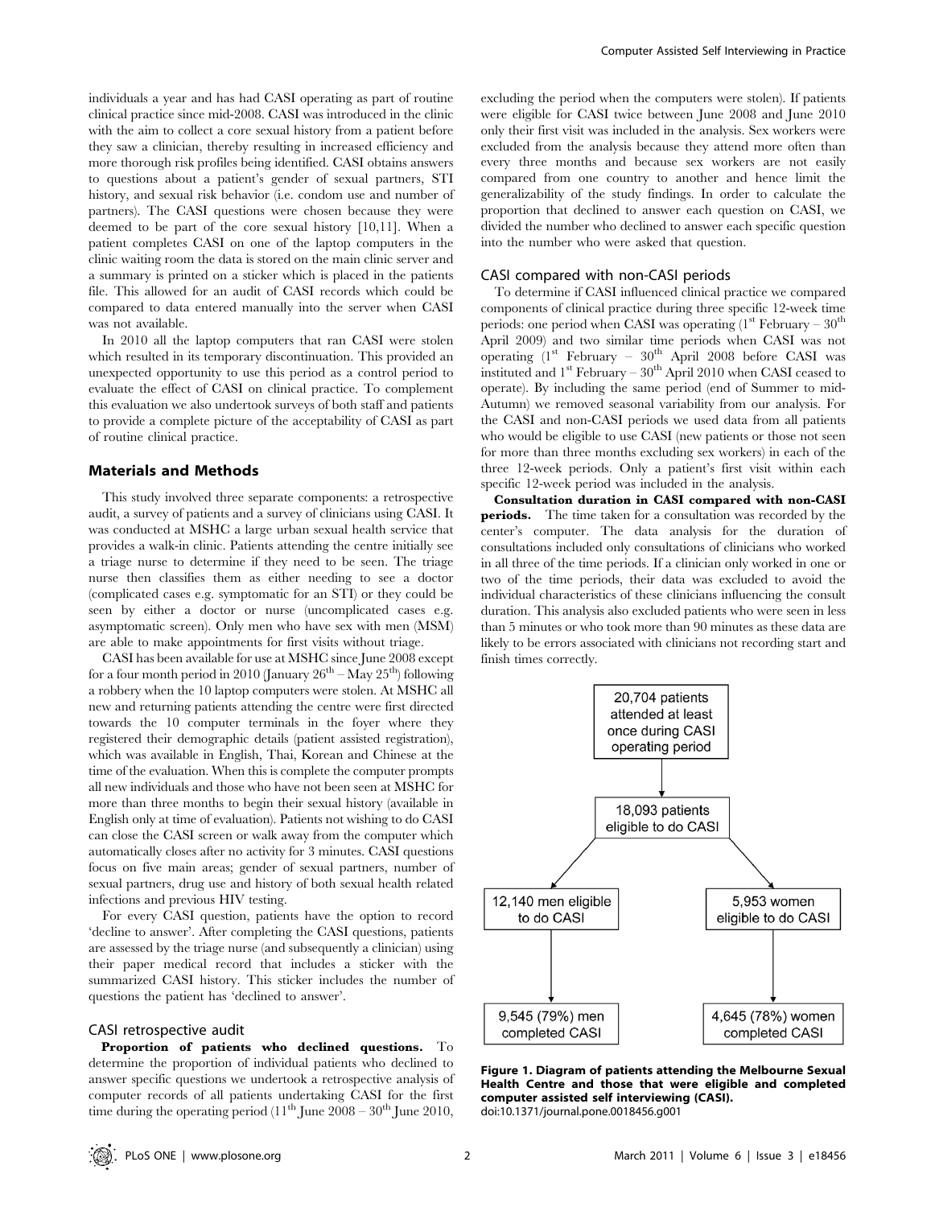individuals a year and has had CASI operating as part of routine clinical practice since mid-2008. CASI was introduced in the clinic with the aim to collect a core sexual history from a patient before they saw a clinician, thereby resulting in increased efficiency and more thorough risk profiles being identified. CASI obtains answers to questions about a patient's gender of sexual partners, STI history, and sexual risk behavior (i.e. condom use and number of partners). The CASI questions were chosen because they were deemed to be part of the core sexual history [10,11]. When a patient completes CASI on one of the laptop computers in the clinic waiting room the data is stored on the main clinic server and a summary is printed on a sticker which is placed in the patients file. This allowed for an audit of CASI records which could be compared to data entered manually into the server when CASI was not available.

In 2010 all the laptop computers that ran CASI were stolen which resulted in its temporary discontinuation. This provided an unexpected opportunity to use this period as a control period to evaluate the effect of CASI on clinical practice. To complement this evaluation we also undertook surveys of both staff and patients to provide a complete picture of the acceptability of CASI as part of routine clinical practice.

## Materials and Methods

This study involved three separate components: a retrospective audit, a survey of patients and a survey of clinicians using CASI. It was conducted at MSHC a large urban sexual health service that provides a walk-in clinic. Patients attending the centre initially see a triage nurse to determine if they need to be seen. The triage nurse then classifies them as either needing to see a doctor (complicated cases e.g. symptomatic for an STI) or they could be seen by either a doctor or nurse (uncomplicated cases e.g. asymptomatic screen). Only men who have sex with men (MSM) are able to make appointments for first visits without triage.

CASI has been available for use at MSHC since June 2008 except for a four month period in 2010 (January 26th – May 25th) following a robbery when the 10 laptop computers were stolen. At MSHC all new and returning patients attending the centre were first directed towards the 10 computer terminals in the foyer where they registered their demographic details (patient assisted registration), which was available in English, Thai, Korean and Chinese at the time of the evaluation. When this is complete the computer prompts all new individuals and those who have not been seen at MSHC for more than three months to begin their sexual history (available in English only at time of evaluation). Patients not wishing to do CASI can close the CASI screen or walk away from the computer which automatically closes after no activity for 3 minutes. CASI questions focus on five main areas; gender of sexual partners, number of sexual partners, drug use and history of both sexual health related infections and previous HIV testing.

For every CASI question, patients have the option to record 'decline to answer'. After completing the CASI questions, patients are assessed by the triage nurse (and subsequently a clinician) using their paper medical record that includes a sticker with the summarized CASI history. This sticker includes the number of questions the patient has 'declined to answer'.

### CASI retrospective audit

**Proportion of patients who declined questions.** To determine the proportion of individual patients who declined to answer specific questions we undertook a retrospective analysis of computer records of all patients undertaking CASI for the first time during the operating period (11th June 2008 – 30th June 2010, excluding the period when the computers were stolen). If patients were eligible for CASI twice between June 2008 and June 2010 only their first visit was included in the analysis. Sex workers were excluded from the analysis because they attend more often than every three months and because sex workers are not easily compared from one country to another and hence limit the generalizability of the study findings. In order to calculate the proportion that declined to answer each question on CASI, we divided the number who declined to answer each specific question into the number who were asked that question.

### CASI compared with non-CASI periods

To determine if CASI influenced clinical practice we compared components of clinical practice during three specific 12-week time periods: one period when CASI was operating (1st February – 30th April 2009) and two similar time periods when CASI was not operating (1st February – 30th April 2008 before CASI was instituted and 1st February – 30th April 2010 when CASI ceased to operate). By including the same period (end of Summer to mid-Autumn) we removed seasonal variability from our analysis. For the CASI and non-CASI periods we used data from all patients who would be eligible to use CASI (new patients or those not seen for more than three months excluding sex workers) in each of the three 12-week periods. Only a patient's first visit within each specific 12-week period was included in the analysis.

**Consultation duration in CASI compared with non-CASI periods.** The time taken for a consultation was recorded by the center's computer. The data analysis for the duration of consultations included only consultations of clinicians who worked in all three of the time periods. If a clinician only worked in one or two of the time periods, their data was excluded to avoid the individual characteristics of these clinicians influencing the consult duration. This analysis also excluded patients who were seen in less than 5 minutes or who took more than 90 minutes as these data are likely to be errors associated with clinicians not recording start and finish times correctly.

20,704 patients attended at least once during CASI operating period → 18,093 patients eligible to do CASI → 12,140 men eligible to do CASI → 9,545 (79%) men completed CASI; 5,953 women eligible to do CASI → 4,645 (78%) women completed CASI

**Figure 1. Diagram of patients attending the Melbourne Sexual Health Centre and those that were eligible and completed computer assisted self interviewing (CASI).**
doi:10.1371/journal.pone.0018456.g001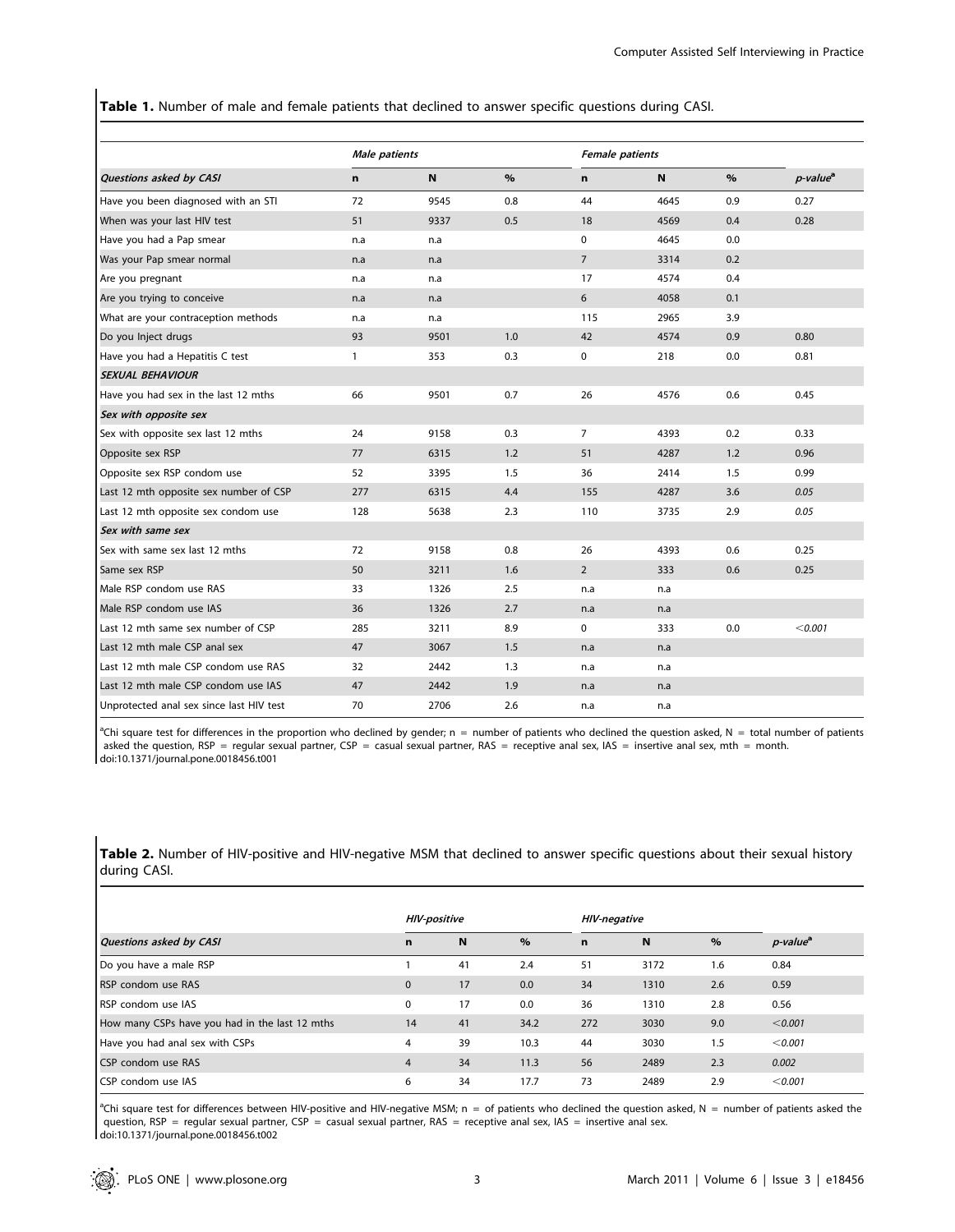**Table 1.** Number of male and female patients that declined to answer specific questions during CASI.

| | *Male patients* | | | *Female patients* | | | |
|---|---|---|---|---|---|---|---|
| ***Questions asked by CASI*** | **n** | **N** | **%** | **n** | **N** | **%** | ***p-value***[a] |
| Have you been diagnosed with an STI | 72 | 9545 | 0.8 | 44 | 4645 | 0.9 | 0.27 |
| When was your last HIV test | 51 | 9337 | 0.5 | 18 | 4569 | 0.4 | 0.28 |
| Have you had a Pap smear | n.a | n.a | | 0 | 4645 | 0.0 | |
| Was your Pap smear normal | n.a | n.a | | 7 | 3314 | 0.2 | |
| Are you pregnant | n.a | n.a | | 17 | 4574 | 0.4 | |
| Are you trying to conceive | n.a | n.a | | 6 | 4058 | 0.1 | |
| What are your contraception methods | n.a | n.a | | 115 | 2965 | 3.9 | |
| Do you Inject drugs | 93 | 9501 | 1.0 | 42 | 4574 | 0.9 | 0.80 |
| Have you had a Hepatitis C test | 1 | 353 | 0.3 | 0 | 218 | 0.0 | 0.81 |
| ***SEXUAL BEHAVIOUR*** | | | | | | | |
| Have you had sex in the last 12 mths | 66 | 9501 | 0.7 | 26 | 4576 | 0.6 | 0.45 |
| ***Sex with opposite sex*** | | | | | | | |
| Sex with opposite sex last 12 mths | 24 | 9158 | 0.3 | 7 | 4393 | 0.2 | 0.33 |
| Opposite sex RSP | 77 | 6315 | 1.2 | 51 | 4287 | 1.2 | 0.96 |
| Opposite sex RSP condom use | 52 | 3395 | 1.5 | 36 | 2414 | 1.5 | 0.99 |
| Last 12 mth opposite sex number of CSP | 277 | 6315 | 4.4 | 155 | 4287 | 3.6 | *0.05* |
| Last 12 mth opposite sex condom use | 128 | 5638 | 2.3 | 110 | 3735 | 2.9 | *0.05* |
| ***Sex with same sex*** | | | | | | | |
| Sex with same sex last 12 mths | 72 | 9158 | 0.8 | 26 | 4393 | 0.6 | 0.25 |
| Same sex RSP | 50 | 3211 | 1.6 | 2 | 333 | 0.6 | 0.25 |
| Male RSP condom use RAS | 33 | 1326 | 2.5 | n.a | n.a | | |
| Male RSP condom use IAS | 36 | 1326 | 2.7 | n.a | n.a | | |
| Last 12 mth same sex number of CSP | 285 | 3211 | 8.9 | 0 | 333 | 0.0 | *<0.001* |
| Last 12 mth male CSP anal sex | 47 | 3067 | 1.5 | n.a | n.a | | |
| Last 12 mth male CSP condom use RAS | 32 | 2442 | 1.3 | n.a | n.a | | |
| Last 12 mth male CSP condom use IAS | 47 | 2442 | 1.9 | n.a | n.a | | |
| Unprotected anal sex since last HIV test | 70 | 2706 | 2.6 | n.a | n.a | | |

[a]Chi square test for differences in the proportion who declined by gender; n = number of patients who declined the question asked, N = total number of patients asked the question, RSP = regular sexual partner, CSP = casual sexual partner, RAS = receptive anal sex, IAS = insertive anal sex, mth = month.
doi:10.1371/journal.pone.0018456.t001

**Table 2.** Number of HIV-positive and HIV-negative MSM that declined to answer specific questions about their sexual history during CASI.

| | *HIV-positive* | | | *HIV-negative* | | | |
|---|---|---|---|---|---|---|---|
| ***Questions asked by CASI*** | **n** | **N** | **%** | **n** | **N** | **%** | ***p-value***[a] |
| Do you have a male RSP | 1 | 41 | 2.4 | 51 | 3172 | 1.6 | 0.84 |
| RSP condom use RAS | 0 | 17 | 0.0 | 34 | 1310 | 2.6 | 0.59 |
| RSP condom use IAS | 0 | 17 | 0.0 | 36 | 1310 | 2.8 | 0.56 |
| How many CSPs have you had in the last 12 mths | 14 | 41 | 34.2 | 272 | 3030 | 9.0 | *<0.001* |
| Have you had anal sex with CSPs | 4 | 39 | 10.3 | 44 | 3030 | 1.5 | *<0.001* |
| CSP condom use RAS | 4 | 34 | 11.3 | 56 | 2489 | 2.3 | *0.002* |
| CSP condom use IAS | 6 | 34 | 17.7 | 73 | 2489 | 2.9 | *<0.001* |

[a]Chi square test for differences between HIV-positive and HIV-negative MSM; n = of patients who declined the question asked, N = number of patients asked the question, RSP = regular sexual partner, CSP = casual sexual partner, RAS = receptive anal sex, IAS = insertive anal sex.
doi:10.1371/journal.pone.0018456.t002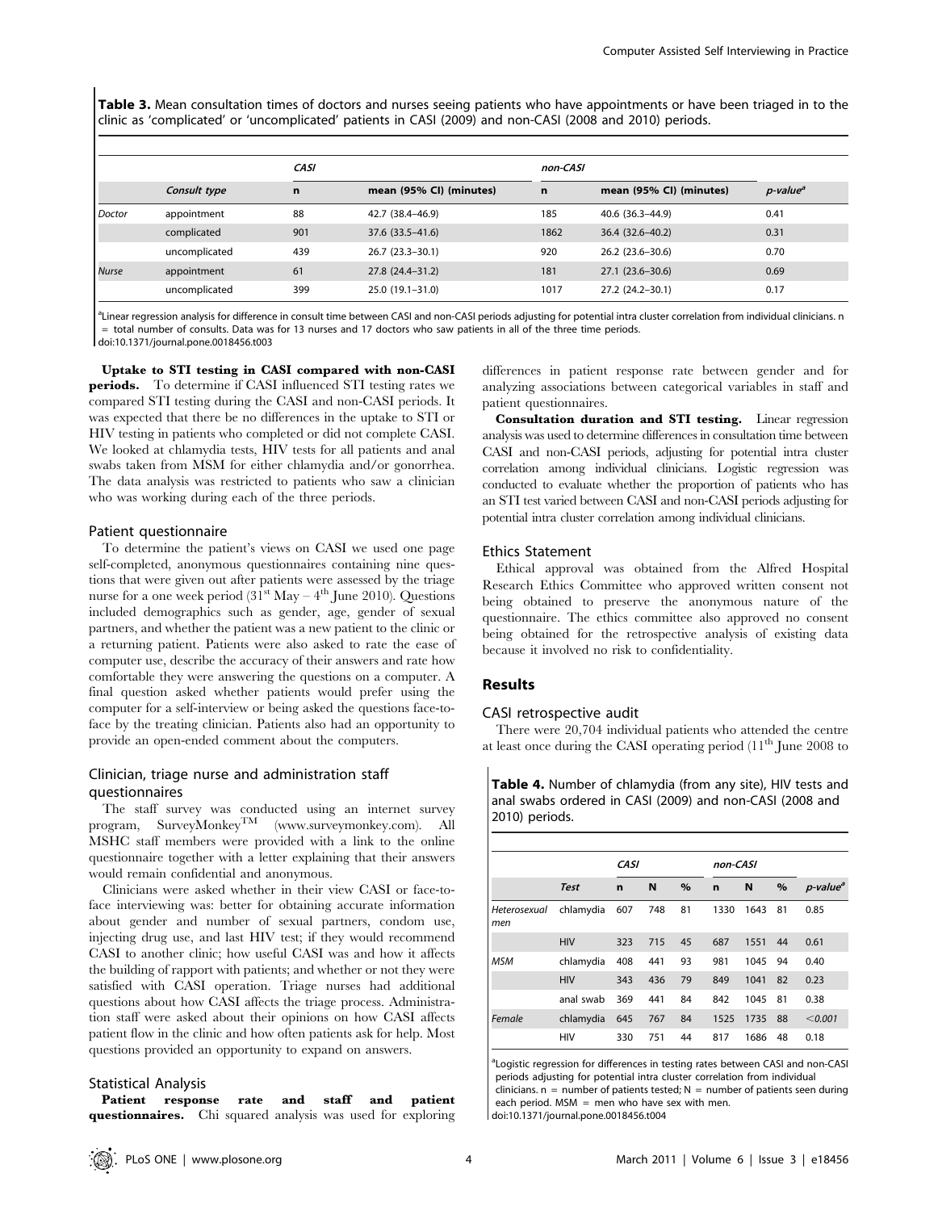**Table 3.** Mean consultation times of doctors and nurses seeing patients who have appointments or have been triaged in to the clinic as 'complicated' or 'uncomplicated' patients in CASI (2009) and non-CASI (2008 and 2010) periods.

| | | *CASI* | | *non-CASI* | | |
|---|---|---|---|---|---|---|
| | *Consult type* | **n** | **mean (95% CI) (minutes)** | **n** | **mean (95% CI) (minutes)** | *p-value*[a] |
| *Doctor* | appointment | 88 | 42.7 (38.4–46.9) | 185 | 40.6 (36.3–44.9) | 0.41 |
| | complicated | 901 | 37.6 (33.5–41.6) | 1862 | 36.4 (32.6–40.2) | 0.31 |
| | uncomplicated | 439 | 26.7 (23.3–30.1) | 920 | 26.2 (23.6–30.6) | 0.70 |
| *Nurse* | appointment | 61 | 27.8 (24.4–31.2) | 181 | 27.1 (23.6–30.6) | 0.69 |
| | uncomplicated | 399 | 25.0 (19.1–31.0) | 1017 | 27.2 (24.2–30.1) | 0.17 |

[a]Linear regression analysis for difference in consult time between CASI and non-CASI periods adjusting for potential intra cluster correlation from individual clinicians. n = total number of consults. Data was for 13 nurses and 17 doctors who saw patients in all of the three time periods.
doi:10.1371/journal.pone.0018456.t003

**Uptake to STI testing in CASI compared with non-CASI periods.** To determine if CASI influenced STI testing rates we compared STI testing during the CASI and non-CASI periods. It was expected that there be no differences in the uptake to STI or HIV testing in patients who completed or did not complete CASI. We looked at chlamydia tests, HIV tests for all patients and anal swabs taken from MSM for either chlamydia and/or gonorrhea. The data analysis was restricted to patients who saw a clinician who was working during each of the three periods.

## Patient questionnaire

To determine the patient's views on CASI we used one page self-completed, anonymous questionnaires containing nine questions that were given out after patients were assessed by the triage nurse for a one week period (31st May – 4th June 2010). Questions included demographics such as gender, age, gender of sexual partners, and whether the patient was a new patient to the clinic or a returning patient. Patients were also asked to rate the ease of computer use, describe the accuracy of their answers and rate how comfortable they were answering the questions on a computer. A final question asked whether patients would prefer using the computer for a self-interview or being asked the questions face-to-face by the treating clinician. Patients also had an opportunity to provide an open-ended comment about the computers.

## Clinician, triage nurse and administration staff questionnaires

The staff survey was conducted using an internet survey program, SurveyMonkey™ (www.surveymonkey.com). All MSHC staff members were provided with a link to the online questionnaire together with a letter explaining that their answers would remain confidential and anonymous.

Clinicians were asked whether in their view CASI or face-to-face interviewing was: better for obtaining accurate information about gender and number of sexual partners, condom use, injecting drug use, and last HIV test; if they would recommend CASI to another clinic; how useful CASI was and how it affects the building of rapport with patients; and whether or not they were satisfied with CASI operation. Triage nurses had additional questions about how CASI affects the triage process. Administration staff were asked about their opinions on how CASI affects patient flow in the clinic and how often patients ask for help. Most questions provided an opportunity to expand on answers.

## Statistical Analysis

**Patient response rate and staff and patient questionnaires.** Chi squared analysis was used for exploring differences in patient response rate between gender and for analyzing associations between categorical variables in staff and patient questionnaires.

**Consultation duration and STI testing.** Linear regression analysis was used to determine differences in consultation time between CASI and non-CASI periods, adjusting for potential intra cluster correlation among individual clinicians. Logistic regression was conducted to evaluate whether the proportion of patients who has an STI test varied between CASI and non-CASI periods adjusting for potential intra cluster correlation among individual clinicians.

## Ethics Statement

Ethical approval was obtained from the Alfred Hospital Research Ethics Committee who approved written consent not being obtained to preserve the anonymous nature of the questionnaire. The ethics committee also approved no consent being obtained for the retrospective analysis of existing data because it involved no risk to confidentiality.

# Results

## CASI retrospective audit

There were 20,704 individual patients who attended the centre at least once during the CASI operating period (11th June 2008 to

**Table 4.** Number of chlamydia (from any site), HIV tests and anal swabs ordered in CASI (2009) and non-CASI (2008 and 2010) periods.

| | | *CASI* | | | *non-CASI* | | | |
|---|---|---|---|---|---|---|---|---|
| | *Test* | **n** | **N** | **%** | **n** | **N** | **%** | *p-value*[a] |
| *Heterosexual men* | chlamydia | 607 | 748 | 81 | 1330 | 1643 | 81 | 0.85 |
| | HIV | 323 | 715 | 45 | 687 | 1551 | 44 | 0.61 |
| *MSM* | chlamydia | 408 | 441 | 93 | 981 | 1045 | 94 | 0.40 |
| | HIV | 343 | 436 | 79 | 849 | 1041 | 82 | 0.23 |
| | anal swab | 369 | 441 | 84 | 842 | 1045 | 81 | 0.38 |
| *Female* | chlamydia | 645 | 767 | 84 | 1525 | 1735 | 88 | <0.001 |
| | HIV | 330 | 751 | 44 | 817 | 1686 | 48 | 0.18 |

[a]Logistic regression for differences in testing rates between CASI and non-CASI periods adjusting for potential intra cluster correlation from individual clinicians. n = number of patients tested; N = number of patients seen during each period. MSM = men who have sex with men.
doi:10.1371/journal.pone.0018456.t004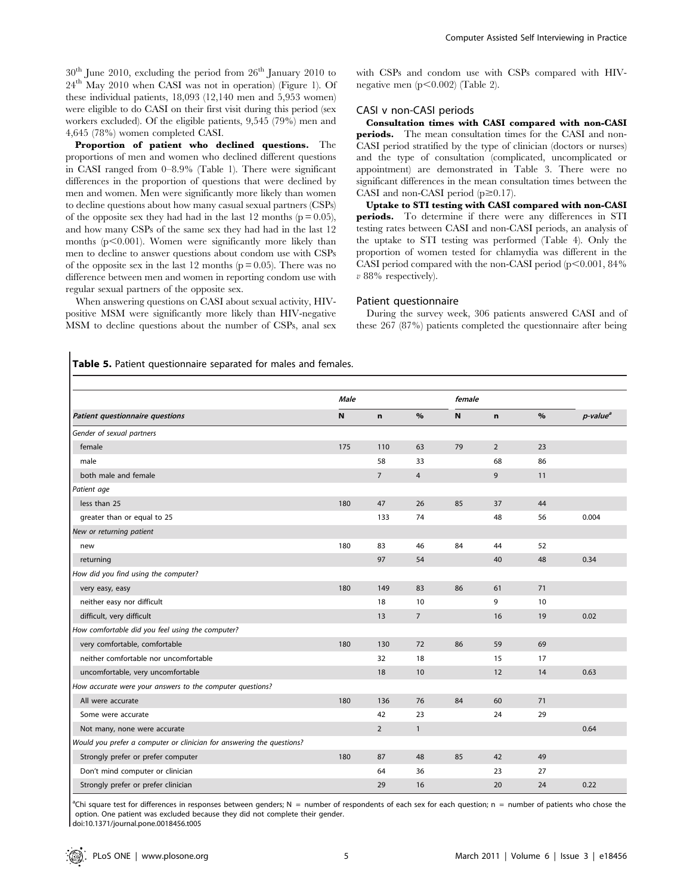30[th] June 2010, excluding the period from 26[th] January 2010 to 24[th] May 2010 when CASI was not in operation) (Figure 1). Of these individual patients, 18,093 (12,140 men and 5,953 women) were eligible to do CASI on their first visit during this period (sex workers excluded). Of the eligible patients, 9,545 (79%) men and 4,645 (78%) women completed CASI.

**Proportion of patient who declined questions.** The proportions of men and women who declined different questions in CASI ranged from 0–8.9% (Table 1). There were significant differences in the proportion of questions that were declined by men and women. Men were significantly more likely than women to decline questions about how many casual sexual partners (CSPs) of the opposite sex they had had in the last 12 months ($p = 0.05$), and how many CSPs of the same sex they had had in the last 12 months ($p < 0.001$). Women were significantly more likely than men to decline to answer questions about condom use with CSPs of the opposite sex in the last 12 months ($p = 0.05$). There was no difference between men and women in reporting condom use with regular sexual partners of the opposite sex.

When answering questions on CASI about sexual activity, HIV-positive MSM were significantly more likely than HIV-negative MSM to decline questions about the number of CSPs, anal sex with CSPs and condom use with CSPs compared with HIV-negative men ($p < 0.002$) (Table 2).

### CASI v non-CASI periods

**Consultation times with CASI compared with non-CASI periods.** The mean consultation times for the CASI and non-CASI period stratified by the type of clinician (doctors or nurses) and the type of consultation (complicated, uncomplicated or appointment) are demonstrated in Table 3. There were no significant differences in the mean consultation times between the CASI and non-CASI period ($p \geq 0.17$).

**Uptake to STI testing with CASI compared with non-CASI periods.** To determine if there were any differences in STI testing rates between CASI and non-CASI periods, an analysis of the uptake to STI testing was performed (Table 4). Only the proportion of women tested for chlamydia was different in the CASI period compared with the non-CASI period ($p < 0.001$, 84% *v* 88% respectively).

### Patient questionnaire

During the survey week, 306 patients answered CASI and of these 267 (87%) patients completed the questionnaire after being

**Table 5.** Patient questionnaire separated for males and females.

| | *Male* | | | *female* | | | |
|---|---|---|---|---|---|---|---|
| ***Patient questionnaire questions*** | **N** | **n** | **%** | **N** | **n** | **%** | ***p-value***[a] |
| *Gender of sexual partners* | | | | | | | |
| female | 175 | 110 | 63 | 79 | 2 | 23 | |
| male | | 58 | 33 | | 68 | 86 | |
| both male and female | | 7 | 4 | | 9 | 11 | |
| *Patient age* | | | | | | | |
| less than 25 | 180 | 47 | 26 | 85 | 37 | 44 | |
| greater than or equal to 25 | | 133 | 74 | | 48 | 56 | 0.004 |
| *New or returning patient* | | | | | | | |
| new | 180 | 83 | 46 | 84 | 44 | 52 | |
| returning | | 97 | 54 | | 40 | 48 | 0.34 |
| *How did you find using the computer?* | | | | | | | |
| very easy, easy | 180 | 149 | 83 | 86 | 61 | 71 | |
| neither easy nor difficult | | 18 | 10 | | 9 | 10 | |
| difficult, very difficult | | 13 | 7 | | 16 | 19 | 0.02 |
| *How comfortable did you feel using the computer?* | | | | | | | |
| very comfortable, comfortable | 180 | 130 | 72 | 86 | 59 | 69 | |
| neither comfortable nor uncomfortable | | 32 | 18 | | 15 | 17 | |
| uncomfortable, very uncomfortable | | 18 | 10 | | 12 | 14 | 0.63 |
| *How accurate were your answers to the computer questions?* | | | | | | | |
| All were accurate | 180 | 136 | 76 | 84 | 60 | 71 | |
| Some were accurate | | 42 | 23 | | 24 | 29 | |
| Not many, none were accurate | | 2 | 1 | | | | 0.64 |
| *Would you prefer a computer or clinician for answering the questions?* | | | | | | | |
| Strongly prefer or prefer computer | 180 | 87 | 48 | 85 | 42 | 49 | |
| Don't mind computer or clinician | | 64 | 36 | | 23 | 27 | |
| Strongly prefer or prefer clinician | | 29 | 16 | | 20 | 24 | 0.22 |

[a]Chi square test for differences in responses between genders; N = number of respondents of each sex for each question; n = number of patients who chose the option. One patient was excluded because they did not complete their gender.
doi:10.1371/journal.pone.0018456.t005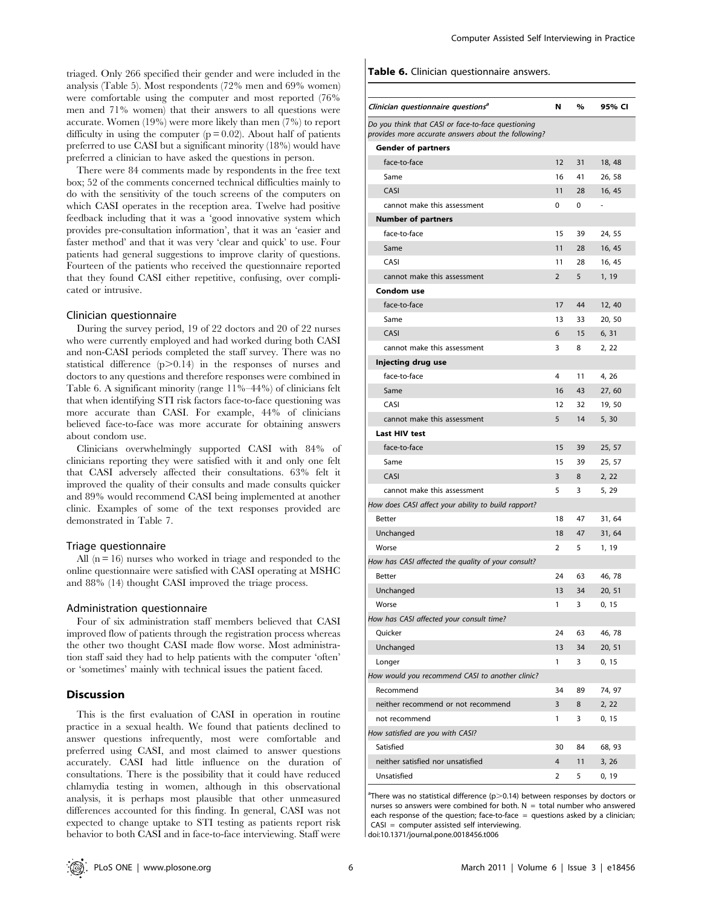triaged. Only 266 specified their gender and were included in the analysis (Table 5). Most respondents (72% men and 69% women) were comfortable using the computer and most reported (76% men and 71% women) that their answers to all questions were accurate. Women (19%) were more likely than men (7%) to report difficulty in using the computer ($p = 0.02$). About half of patients preferred to use CASI but a significant minority (18%) would have preferred a clinician to have asked the questions in person.

There were 84 comments made by respondents in the free text box; 52 of the comments concerned technical difficulties mainly to do with the sensitivity of the touch screens of the computers on which CASI operates in the reception area. Twelve had positive feedback including that it was a 'good innovative system which provides pre-consultation information', that it was an 'easier and faster method' and that it was very 'clear and quick' to use. Four patients had general suggestions to improve clarity of questions. Fourteen of the patients who received the questionnaire reported that they found CASI either repetitive, confusing, over complicated or intrusive.

### Clinician questionnaire

During the survey period, 19 of 22 doctors and 20 of 22 nurses who were currently employed and had worked during both CASI and non-CASI periods completed the staff survey. There was no statistical difference ($p > 0.14$) in the responses of nurses and doctors to any questions and therefore responses were combined in Table 6. A significant minority (range 11%–44%) of clinicians felt that when identifying STI risk factors face-to-face questioning was more accurate than CASI. For example, 44% of clinicians believed face-to-face was more accurate for obtaining answers about condom use.

Clinicians overwhelmingly supported CASI with 84% of clinicians reporting they were satisfied with it and only one felt that CASI adversely affected their consultations. 63% felt it improved the quality of their consults and made consults quicker and 89% would recommend CASI being implemented at another clinic. Examples of some of the text responses provided are demonstrated in Table 7.

### Triage questionnaire

All ($n = 16$) nurses who worked in triage and responded to the online questionnaire were satisfied with CASI operating at MSHC and 88% (14) thought CASI improved the triage process.

### Administration questionnaire

Four of six administration staff members believed that CASI improved flow of patients through the registration process whereas the other two thought CASI made flow worse. Most administration staff said they had to help patients with the computer 'often' or 'sometimes' mainly with technical issues the patient faced.

## Discussion

This is the first evaluation of CASI in operation in routine practice in a sexual health. We found that patients declined to answer questions infrequently, most were comfortable and preferred using CASI, and most claimed to answer questions accurately. CASI had little influence on the duration of consultations. There is the possibility that it could have reduced chlamydia testing in women, although in this observational analysis, it is perhaps most plausible that other unmeasured differences accounted for this finding. In general, CASI was not expected to change uptake to STI testing as patients report risk behavior to both CASI and in face-to-face interviewing. Staff were

**Table 6.** Clinician questionnaire answers.

| *Clinician questionnaire questions*[a] | N | % | 95% CI |
|---|---|---|---|
| *Do you think that CASI or face-to-face questioning provides more accurate answers about the following?* | | | |
| **Gender of partners** | | | |
| face-to-face | 12 | 31 | 18, 48 |
| Same | 16 | 41 | 26, 58 |
| CASI | 11 | 28 | 16, 45 |
| cannot make this assessment | 0 | 0 | - |
| **Number of partners** | | | |
| face-to-face | 15 | 39 | 24, 55 |
| Same | 11 | 28 | 16, 45 |
| CASI | 11 | 28 | 16, 45 |
| cannot make this assessment | 2 | 5 | 1, 19 |
| **Condom use** | | | |
| face-to-face | 17 | 44 | 12, 40 |
| Same | 13 | 33 | 20, 50 |
| CASI | 6 | 15 | 6, 31 |
| cannot make this assessment | 3 | 8 | 2, 22 |
| **Injecting drug use** | | | |
| face-to-face | 4 | 11 | 4, 26 |
| Same | 16 | 43 | 27, 60 |
| CASI | 12 | 32 | 19, 50 |
| cannot make this assessment | 5 | 14 | 5, 30 |
| **Last HIV test** | | | |
| face-to-face | 15 | 39 | 25, 57 |
| Same | 15 | 39 | 25, 57 |
| CASI | 3 | 8 | 2, 22 |
| cannot make this assessment | 5 | 3 | 5, 29 |
| *How does CASI affect your ability to build rapport?* | | | |
| Better | 18 | 47 | 31, 64 |
| Unchanged | 18 | 47 | 31, 64 |
| Worse | 2 | 5 | 1, 19 |
| *How has CASI affected the quality of your consult?* | | | |
| Better | 24 | 63 | 46, 78 |
| Unchanged | 13 | 34 | 20, 51 |
| Worse | 1 | 3 | 0, 15 |
| *How has CASI affected your consult time?* | | | |
| Quicker | 24 | 63 | 46, 78 |
| Unchanged | 13 | 34 | 20, 51 |
| Longer | 1 | 3 | 0, 15 |
| *How would you recommend CASI to another clinic?* | | | |
| Recommend | 34 | 89 | 74, 97 |
| neither recommend or not recommend | 3 | 8 | 2, 22 |
| not recommend | 1 | 3 | 0, 15 |
| *How satisfied are you with CASI?* | | | |
| Satisfied | 30 | 84 | 68, 93 |
| neither satisfied nor unsatisfied | 4 | 11 | 3, 26 |
| Unsatisfied | 2 | 5 | 0, 19 |

[a]There was no statistical difference ($p > 0.14$) between responses by doctors or nurses so answers were combined for both. N = total number who answered each response of the question; face-to-face = questions asked by a clinician; CASI = computer assisted self interviewing.
doi:10.1371/journal.pone.0018456.t006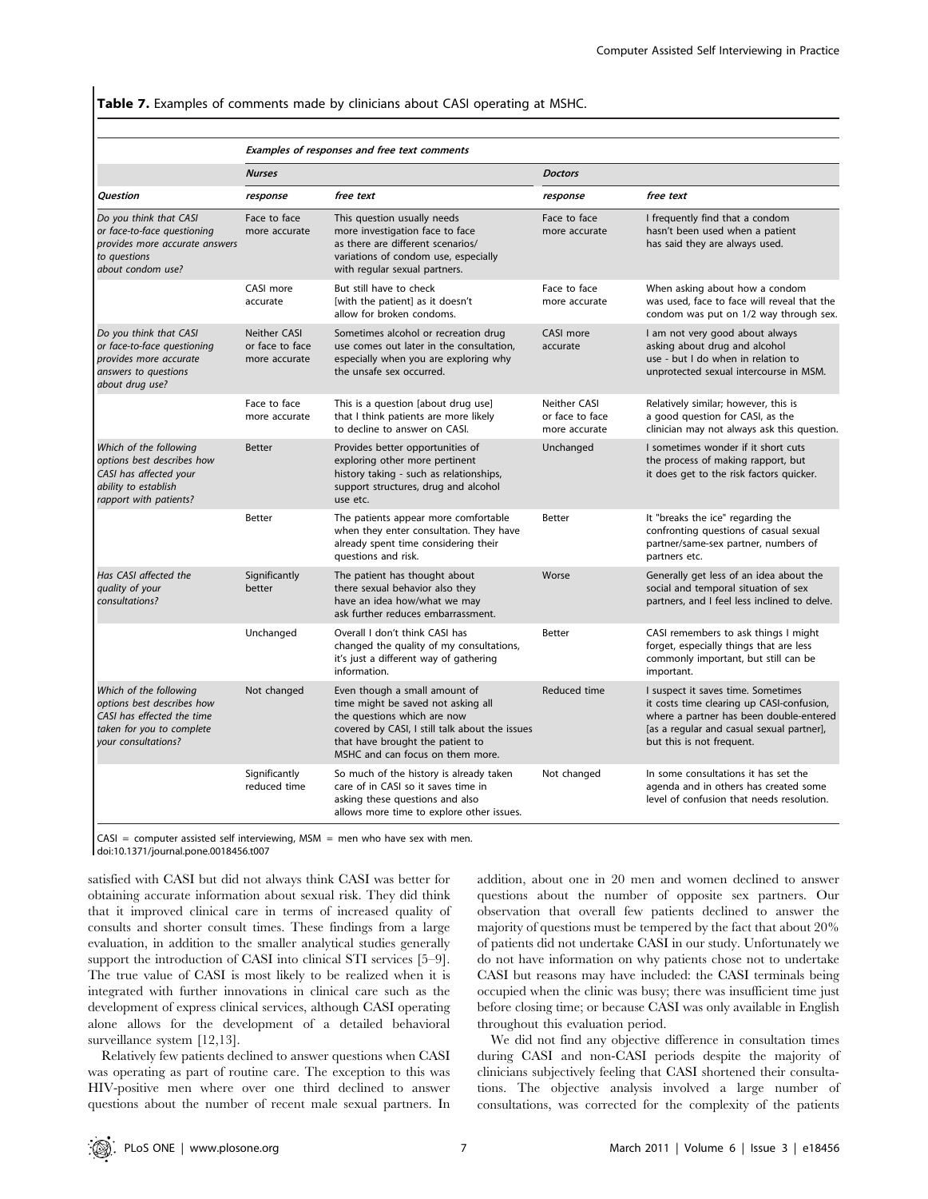**Table 7.** Examples of comments made by clinicians about CASI operating at MSHC.

| | *Examples of responses and free text comments* | | | |
|---|---|---|---|---|
| | *Nurses* | | *Doctors* | |
| *Question* | *response* | *free text* | *response* | *free text* |
| *Do you think that CASI or face-to-face questioning provides more accurate answers to questions about condom use?* | Face to face more accurate | This question usually needs more investigation face to face as there are different scenarios/ variations of condom use, especially with regular sexual partners. | Face to face more accurate | I frequently find that a condom hasn't been used when a patient has said they are always used. |
| | CASI more accurate | But still have to check [with the patient] as it doesn't allow for broken condoms. | Face to face more accurate | When asking about how a condom was used, face to face will reveal that the condom was put on 1/2 way through sex. |
| *Do you think that CASI or face-to-face questioning provides more accurate answers to questions about drug use?* | Neither CASI or face to face more accurate | Sometimes alcohol or recreation drug use comes out later in the consultation, especially when you are exploring why the unsafe sex occurred. | CASI more accurate | I am not very good about always asking about drug and alcohol use - but I do when in relation to unprotected sexual intercourse in MSM. |
| | Face to face more accurate | This is a question [about drug use] that I think patients are more likely to decline to answer on CASI. | Neither CASI or face to face more accurate | Relatively similar; however, this is a good question for CASI, as the clinician may not always ask this question. |
| *Which of the following options best describes how CASI has affected your ability to establish rapport with patients?* | Better | Provides better opportunities of exploring other more pertinent history taking - such as relationships, support structures, drug and alcohol use etc. | Unchanged | I sometimes wonder if it short cuts the process of making rapport, but it does get to the risk factors quicker. |
| | Better | The patients appear more comfortable when they enter consultation. They have already spent time considering their questions and risk. | Better | It "breaks the ice" regarding the confronting questions of casual sexual partner/same-sex partner, numbers of partners etc. |
| *Has CASI affected the quality of your consultations?* | Significantly better | The patient has thought about there sexual behavior also they have an idea how/what we may ask further reduces embarrassment. | Worse | Generally get less of an idea about the social and temporal situation of sex partners, and I feel less inclined to delve. |
| | Unchanged | Overall I don't think CASI has changed the quality of my consultations, it's just a different way of gathering information. | Better | CASI remembers to ask things I might forget, especially things that are less commonly important, but still can be important. |
| *Which of the following options best describes how CASI has effected the time taken for you to complete your consultations?* | Not changed | Even though a small amount of time might be saved not asking all the questions which are now covered by CASI, I still talk about the issues that have brought the patient to MSHC and can focus on them more. | Reduced time | I suspect it saves time. Sometimes it costs time clearing up CASI-confusion, where a partner has been double-entered [as a regular and casual sexual partner], but this is not frequent. |
| | Significantly reduced time | So much of the history is already taken care of in CASI so it saves time in asking these questions and also allows more time to explore other issues. | Not changed | In some consultations it has set the agenda and in others has created some level of confusion that needs resolution. |

CASI = computer assisted self interviewing, MSM = men who have sex with men.
doi:10.1371/journal.pone.0018456.t007

satisfied with CASI but did not always think CASI was better for obtaining accurate information about sexual risk. They did think that it improved clinical care in terms of increased quality of consults and shorter consult times. These findings from a large evaluation, in addition to the smaller analytical studies generally support the introduction of CASI into clinical STI services [5–9]. The true value of CASI is most likely to be realized when it is integrated with further innovations in clinical care such as the development of express clinical services, although CASI operating alone allows for the development of a detailed behavioral surveillance system [12,13].

Relatively few patients declined to answer questions when CASI was operating as part of routine care. The exception to this was HIV-positive men where over one third declined to answer questions about the number of recent male sexual partners. In addition, about one in 20 men and women declined to answer questions about the number of opposite sex partners. Our observation that overall few patients declined to answer the majority of questions must be tempered by the fact that about 20% of patients did not undertake CASI in our study. Unfortunately we do not have information on why patients chose not to undertake CASI but reasons may have included: the CASI terminals being occupied when the clinic was busy; there was insufficient time just before closing time; or because CASI was only available in English throughout this evaluation period.

We did not find any objective difference in consultation times during CASI and non-CASI periods despite the majority of clinicians subjectively feeling that CASI shortened their consultations. The objective analysis involved a large number of consultations, was corrected for the complexity of the patients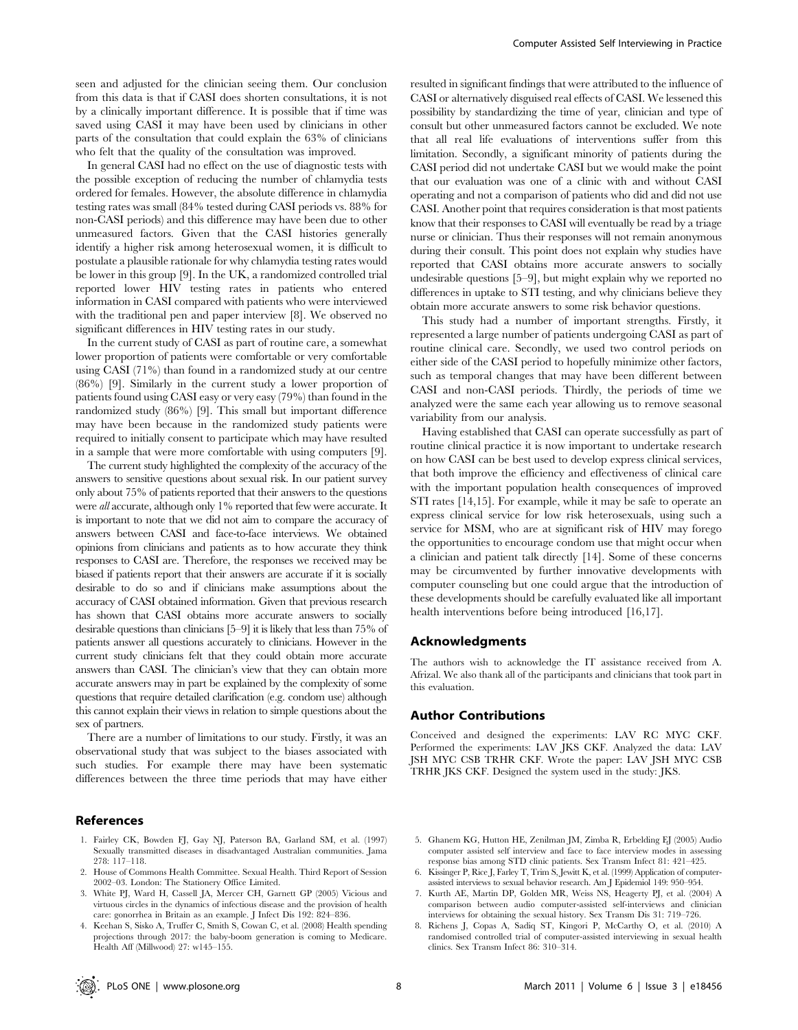seen and adjusted for the clinician seeing them. Our conclusion from this data is that if CASI does shorten consultations, it is not by a clinically important difference. It is possible that if time was saved using CASI it may have been used by clinicians in other parts of the consultation that could explain the 63% of clinicians who felt that the quality of the consultation was improved.

In general CASI had no effect on the use of diagnostic tests with the possible exception of reducing the number of chlamydia tests ordered for females. However, the absolute difference in chlamydia testing rates was small (84% tested during CASI periods vs. 88% for non-CASI periods) and this difference may have been due to other unmeasured factors. Given that the CASI histories generally identify a higher risk among heterosexual women, it is difficult to postulate a plausible rationale for why chlamydia testing rates would be lower in this group [9]. In the UK, a randomized controlled trial reported lower HIV testing rates in patients who entered information in CASI compared with patients who were interviewed with the traditional pen and paper interview [8]. We observed no significant differences in HIV testing rates in our study.

In the current study of CASI as part of routine care, a somewhat lower proportion of patients were comfortable or very comfortable using CASI (71%) than found in a randomized study at our centre (86%) [9]. Similarly in the current study a lower proportion of patients found using CASI easy or very easy (79%) than found in the randomized study (86%) [9]. This small but important difference may have been because in the randomized study patients were required to initially consent to participate which may have resulted in a sample that were more comfortable with using computers [9].

The current study highlighted the complexity of the accuracy of the answers to sensitive questions about sexual risk. In our patient survey only about 75% of patients reported that their answers to the questions were *all* accurate, although only 1% reported that few were accurate. It is important to note that we did not aim to compare the accuracy of answers between CASI and face-to-face interviews. We obtained opinions from clinicians and patients as to how accurate they think responses to CASI are. Therefore, the responses we received may be biased if patients report that their answers are accurate if it is socially desirable to do so and if clinicians make assumptions about the accuracy of CASI obtained information. Given that previous research has shown that CASI obtains more accurate answers to socially desirable questions than clinicians [5–9] it is likely that less than 75% of patients answer all questions accurately to clinicians. However in the current study clinicians felt that they could obtain more accurate answers than CASI. The clinician's view that they can obtain more accurate answers may in part be explained by the complexity of some questions that require detailed clarification (e.g. condom use) although this cannot explain their views in relation to simple questions about the sex of partners.

There are a number of limitations to our study. Firstly, it was an observational study that was subject to the biases associated with such studies. For example there may have been systematic differences between the three time periods that may have either resulted in significant findings that were attributed to the influence of CASI or alternatively disguised real effects of CASI. We lessened this possibility by standardizing the time of year, clinician and type of consult but other unmeasured factors cannot be excluded. We note that all real life evaluations of interventions suffer from this limitation. Secondly, a significant minority of patients during the CASI period did not undertake CASI but we would make the point that our evaluation was one of a clinic with and without CASI operating and not a comparison of patients who did and did not use CASI. Another point that requires consideration is that most patients know that their responses to CASI will eventually be read by a triage nurse or clinician. Thus their responses will not remain anonymous during their consult. This point does not explain why studies have reported that CASI obtains more accurate answers to socially undesirable questions [5–9], but might explain why we reported no differences in uptake to STI testing, and why clinicians believe they obtain more accurate answers to some risk behavior questions.

This study had a number of important strengths. Firstly, it represented a large number of patients undergoing CASI as part of routine clinical care. Secondly, we used two control periods on either side of the CASI period to hopefully minimize other factors, such as temporal changes that may have been different between CASI and non-CASI periods. Thirdly, the periods of time we analyzed were the same each year allowing us to remove seasonal variability from our analysis.

Having established that CASI can operate successfully as part of routine clinical practice it is now important to undertake research on how CASI can be best used to develop express clinical services, that both improve the efficiency and effectiveness of clinical care with the important population health consequences of improved STI rates [14,15]. For example, while it may be safe to operate an express clinical service for low risk heterosexuals, using such a service for MSM, who are at significant risk of HIV may forego the opportunities to encourage condom use that might occur when a clinician and patient talk directly [14]. Some of these concerns may be circumvented by further innovative developments with computer counseling but one could argue that the introduction of these developments should be carefully evaluated like all important health interventions before being introduced [16,17].

## Acknowledgments

The authors wish to acknowledge the IT assistance received from A. Afrizal. We also thank all of the participants and clinicians that took part in this evaluation.

## Author Contributions

Conceived and designed the experiments: LAV RC MYC CKF. Performed the experiments: LAV JKS CKF. Analyzed the data: LAV JSH MYC CSB TRHR CKF. Wrote the paper: LAV JSH MYC CSB TRHR JKS CKF. Designed the system used in the study: JKS.

## References

1. Fairley CK, Bowden FJ, Gay NJ, Paterson BA, Garland SM, et al. (1997) Sexually transmitted diseases in disadvantaged Australian communities. Jama 278: 117–118.
2. House of Commons Health Committee. Sexual Health. Third Report of Session 2002–03. London: The Stationery Office Limited.
3. White PJ, Ward H, Cassell JA, Mercer CH, Garnett GP (2005) Vicious and virtuous circles in the dynamics of infectious disease and the provision of health care: gonorrhea in Britain as an example. J Infect Dis 192: 824–836.
4. Keehan S, Sisko A, Truffer C, Smith S, Cowan C, et al. (2008) Health spending projections through 2017: the baby-boom generation is coming to Medicare. Health Aff (Millwood) 27: w145–155.
5. Ghanem KG, Hutton HE, Zenilman JM, Zimba R, Erbelding EJ (2005) Audio computer assisted self interview and face to face interview modes in assessing response bias among STD clinic patients. Sex Transm Infect 81: 421–425.
6. Kissinger P, Rice J, Farley T, Trim S, Jewitt K, et al. (1999) Application of computer-assisted interviews to sexual behavior research. Am J Epidemiol 149: 950–954.
7. Kurth AE, Martin DP, Golden MR, Weiss NS, Heagerty PJ, et al. (2004) A comparison between audio computer-assisted self-interviews and clinician interviews for obtaining the sexual history. Sex Transm Dis 31: 719–726.
8. Richens J, Copas A, Sadiq ST, Kingori P, McCarthy O, et al. (2010) A randomised controlled trial of computer-assisted interviewing in sexual health clinics. Sex Transm Infect 86: 310–314.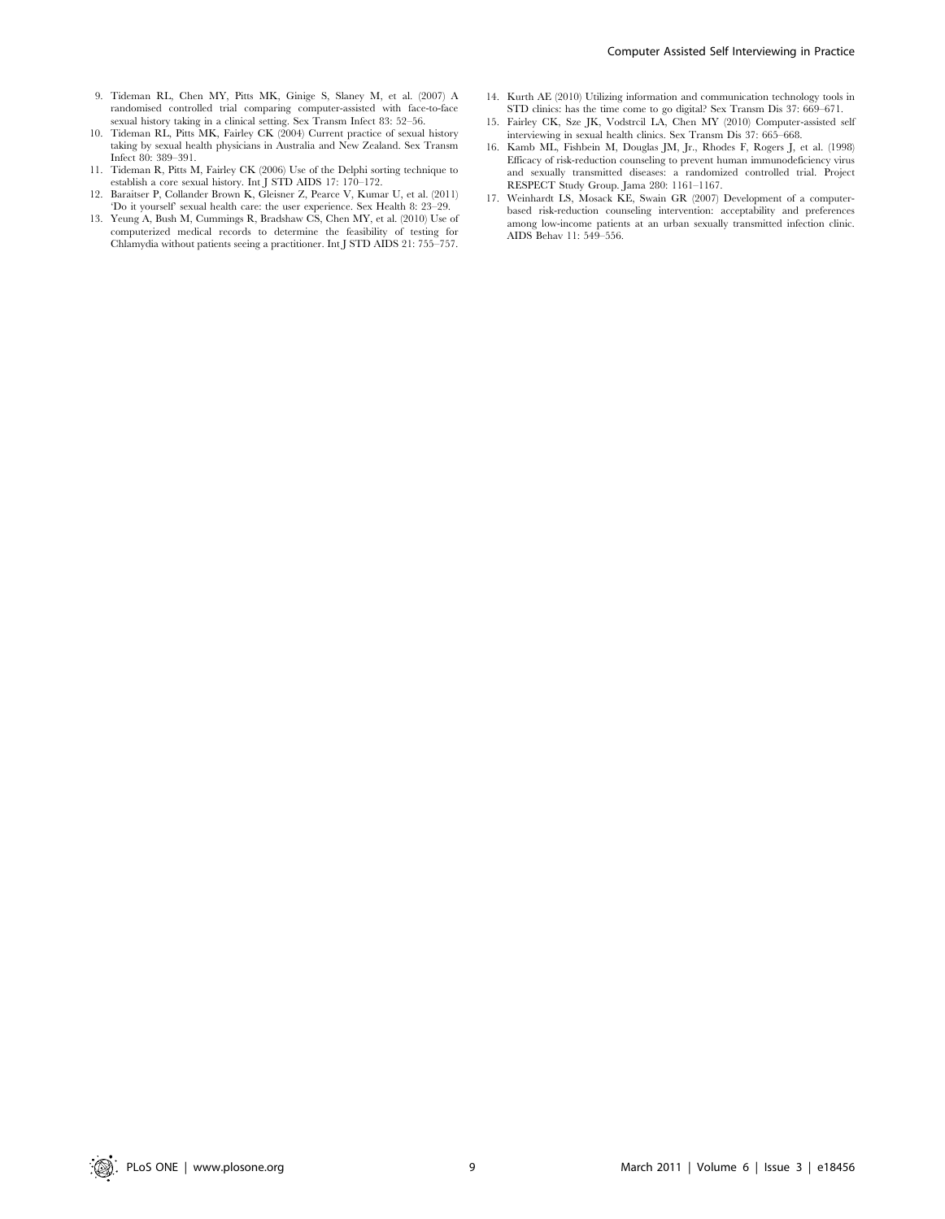9. Tideman RL, Chen MY, Pitts MK, Ginige S, Slaney M, et al. (2007) A randomised controlled trial comparing computer-assisted with face-to-face sexual history taking in a clinical setting. Sex Transm Infect 83: 52–56.
10. Tideman RL, Pitts MK, Fairley CK (2004) Current practice of sexual history taking by sexual health physicians in Australia and New Zealand. Sex Transm Infect 80: 389–391.
11. Tideman R, Pitts M, Fairley CK (2006) Use of the Delphi sorting technique to establish a core sexual history. Int J STD AIDS 17: 170–172.
12. Baraitser P, Collander Brown K, Gleisner Z, Pearce V, Kumar U, et al. (2011) 'Do it yourself' sexual health care: the user experience. Sex Health 8: 23–29.
13. Yeung A, Bush M, Cummings R, Bradshaw CS, Chen MY, et al. (2010) Use of computerized medical records to determine the feasibility of testing for Chlamydia without patients seeing a practitioner. Int J STD AIDS 21: 755–757.
14. Kurth AE (2010) Utilizing information and communication technology tools in STD clinics: has the time come to go digital? Sex Transm Dis 37: 669–671.
15. Fairley CK, Sze JK, Vodstrcil LA, Chen MY (2010) Computer-assisted self interviewing in sexual health clinics. Sex Transm Dis 37: 665–668.
16. Kamb ML, Fishbein M, Douglas JM, Jr., Rhodes F, Rogers J, et al. (1998) Efficacy of risk-reduction counseling to prevent human immunodeficiency virus and sexually transmitted diseases: a randomized controlled trial. Project RESPECT Study Group. Jama 280: 1161–1167.
17. Weinhardt LS, Mosack KE, Swain GR (2007) Development of a computer-based risk-reduction counseling intervention: acceptability and preferences among low-income patients at an urban sexually transmitted infection clinic. AIDS Behav 11: 549–556.